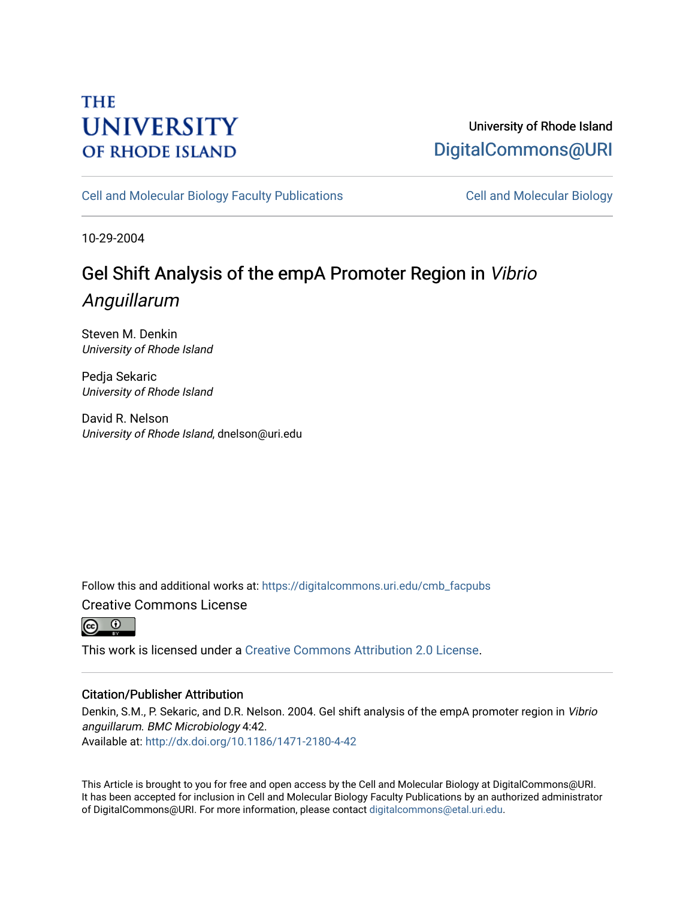THE UNIVERSITY OF RHODE ISLAND

University of Rhode Island
DigitalCommons@URI

Cell and Molecular Biology Faculty Publications | Cell and Molecular Biology

10-29-2004

# Gel Shift Analysis of the empA Promoter Region in *Vibrio Anguillarum*

Steven M. Denkin
*University of Rhode Island*

Pedja Sekaric
*University of Rhode Island*

David R. Nelson
*University of Rhode Island*, dnelson@uri.edu

Follow this and additional works at: https://digitalcommons.uri.edu/cmb_facpubs

Creative Commons License

This work is licensed under a Creative Commons Attribution 2.0 License.

## Citation/Publisher Attribution

Denkin, S.M., P. Sekaric, and D.R. Nelson. 2004. Gel shift analysis of the empA promoter region in *Vibrio anguillarum*. *BMC Microbiology* 4:42.
Available at: http://dx.doi.org/10.1186/1471-2180-4-42

This Article is brought to you for free and open access by the Cell and Molecular Biology at DigitalCommons@URI. It has been accepted for inclusion in Cell and Molecular Biology Faculty Publications by an authorized administrator of DigitalCommons@URI. For more information, please contact digitalcommons@etal.uri.edu.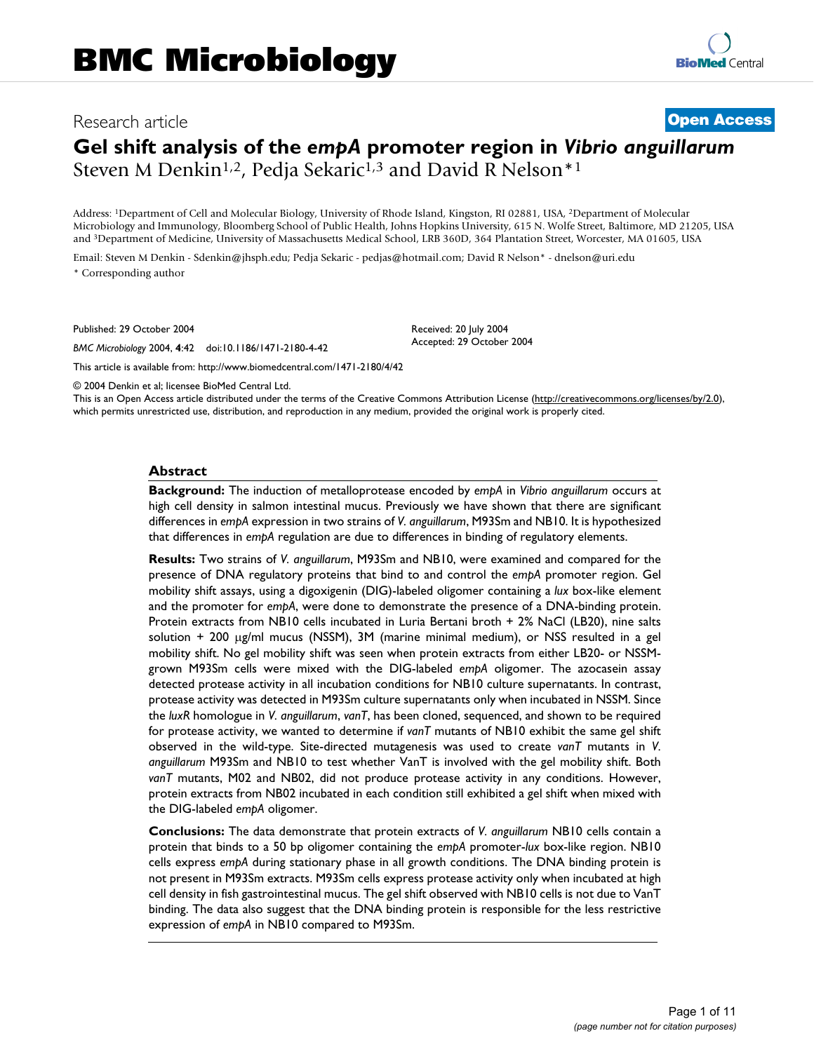# Gel shift analysis of the *empA* promoter region in *Vibrio anguillarum*

Steven M Denkin[1,2], Pedja Sekaric[1,3] and David R Nelson*[1]

Address: [1]Department of Cell and Molecular Biology, University of Rhode Island, Kingston, RI 02881, USA, [2]Department of Molecular Microbiology and Immunology, Bloomberg School of Public Health, Johns Hopkins University, 615 N. Wolfe Street, Baltimore, MD 21205, USA and [3]Department of Medicine, University of Massachusetts Medical School, LRB 360D, 364 Plantation Street, Worcester, MA 01605, USA

Email: Steven M Denkin - Sdenkin@jhsph.edu; Pedja Sekaric - pedjas@hotmail.com; David R Nelson* - dnelson@uri.edu

\* Corresponding author

Published: 29 October 2004

*BMC Microbiology* 2004, **4**:42 doi:10.1186/1471-2180-4-42

Received: 20 July 2004

Accepted: 29 October 2004

This article is available from: http://www.biomedcentral.com/1471-2180/4/42

© 2004 Denkin et al; licensee BioMed Central Ltd.

This is an Open Access article distributed under the terms of the Creative Commons Attribution License (http://creativecommons.org/licenses/by/2.0), which permits unrestricted use, distribution, and reproduction in any medium, provided the original work is properly cited.

## Abstract

**Background:** The induction of metalloprotease encoded by *empA* in *Vibrio anguillarum* occurs at high cell density in salmon intestinal mucus. Previously we have shown that there are significant differences in *empA* expression in two strains of *V. anguillarum*, M93Sm and NB10. It is hypothesized that differences in *empA* regulation are due to differences in binding of regulatory elements.

**Results:** Two strains of *V. anguillarum*, M93Sm and NB10, were examined and compared for the presence of DNA regulatory proteins that bind to and control the *empA* promoter region. Gel mobility shift assays, using a digoxigenin (DIG)-labeled oligomer containing a *lux* box-like element and the promoter for *empA*, were done to demonstrate the presence of a DNA-binding protein. Protein extracts from NB10 cells incubated in Luria Bertani broth + 2% NaCl (LB20), nine salts solution + 200 μg/ml mucus (NSSM), 3M (marine minimal medium), or NSS resulted in a gel mobility shift. No gel mobility shift was seen when protein extracts from either LB20- or NSSM-grown M93Sm cells were mixed with the DIG-labeled *empA* oligomer. The azocasein assay detected protease activity in all incubation conditions for NB10 culture supernatants. In contrast, protease activity was detected in M93Sm culture supernatants only when incubated in NSSM. Since the *luxR* homologue in *V. anguillarum*, *vanT*, has been cloned, sequenced, and shown to be required for protease activity, we wanted to determine if *vanT* mutants of NB10 exhibit the same gel shift observed in the wild-type. Site-directed mutagenesis was used to create *vanT* mutants in *V. anguillarum* M93Sm and NB10 to test whether VanT is involved with the gel mobility shift. Both *vanT* mutants, M02 and NB02, did not produce protease activity in any conditions. However, protein extracts from NB02 incubated in each condition still exhibited a gel shift when mixed with the DIG-labeled *empA* oligomer.

**Conclusions:** The data demonstrate that protein extracts of *V. anguillarum* NB10 cells contain a protein that binds to a 50 bp oligomer containing the *empA* promoter-*lux* box-like region. NB10 cells express *empA* during stationary phase in all growth conditions. The DNA binding protein is not present in M93Sm extracts. M93Sm cells express protease activity only when incubated at high cell density in fish gastrointestinal mucus. The gel shift observed with NB10 cells is not due to VanT binding. The data also suggest that the DNA binding protein is responsible for the less restrictive expression of *empA* in NB10 compared to M93Sm.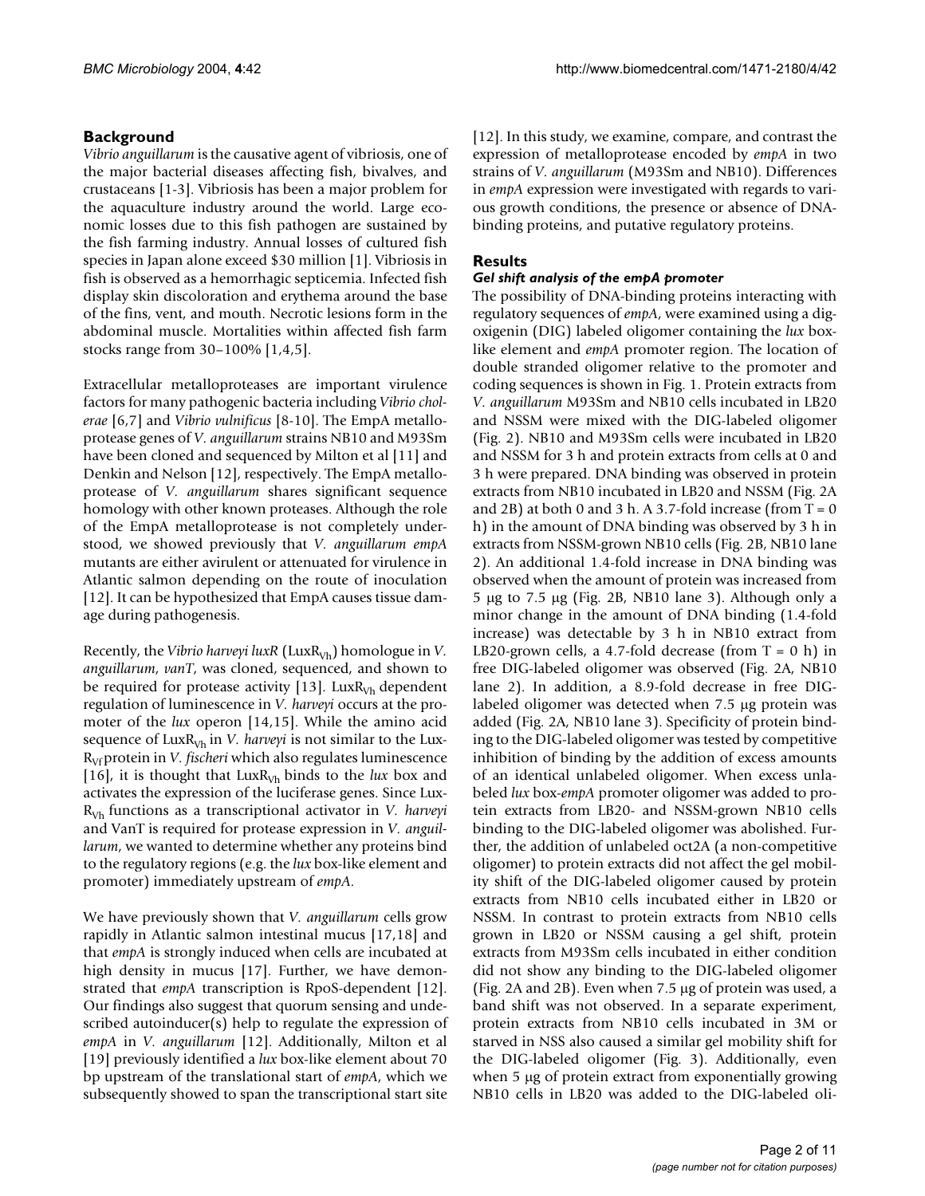## Background

*Vibrio anguillarum* is the causative agent of vibriosis, one of the major bacterial diseases affecting fish, bivalves, and crustaceans [1-3]. Vibriosis has been a major problem for the aquaculture industry around the world. Large economic losses due to this fish pathogen are sustained by the fish farming industry. Annual losses of cultured fish species in Japan alone exceed $30 million [1]. Vibriosis in fish is observed as a hemorrhagic septicemia. Infected fish display skin discoloration and erythema around the base of the fins, vent, and mouth. Necrotic lesions form in the abdominal muscle. Mortalities within affected fish farm stocks range from 30–100% [1,4,5].

Extracellular metalloproteases are important virulence factors for many pathogenic bacteria including *Vibrio cholerae* [6,7] and *Vibrio vulnificus* [8-10]. The EmpA metalloprotease genes of *V. anguillarum* strains NB10 and M93Sm have been cloned and sequenced by Milton et al [11] and Denkin and Nelson [12], respectively. The EmpA metalloprotease of *V. anguillarum* shares significant sequence homology with other known proteases. Although the role of the EmpA metalloprotease is not completely understood, we showed previously that *V. anguillarum empA* mutants are either avirulent or attenuated for virulence in Atlantic salmon depending on the route of inoculation [12]. It can be hypothesized that EmpA causes tissue damage during pathogenesis.

Recently, the *Vibrio harveyi luxR* ($LuxR_{Vh}$) homologue in *V. anguillarum*, *vanT*, was cloned, sequenced, and shown to be required for protease activity [13]. $LuxR_{Vh}$ dependent regulation of luminescence in *V. harveyi* occurs at the promoter of the *lux* operon [14,15]. While the amino acid sequence of $LuxR_{Vh}$ in *V. harveyi* is not similar to the $LuxR_{Vf}$ protein in *V. fischeri* which also regulates luminescence [16], it is thought that $LuxR_{Vh}$ binds to the *lux* box and activates the expression of the luciferase genes. Since $LuxR_{Vh}$ functions as a transcriptional activator in *V. harveyi* and VanT is required for protease expression in *V. anguillarum*, we wanted to determine whether any proteins bind to the regulatory regions (e.g. the *lux* box-like element and promoter) immediately upstream of *empA*.

We have previously shown that *V. anguillarum* cells grow rapidly in Atlantic salmon intestinal mucus [17,18] and that *empA* is strongly induced when cells are incubated at high density in mucus [17]. Further, we have demonstrated that *empA* transcription is RpoS-dependent [12]. Our findings also suggest that quorum sensing and undescribed autoinducer(s) help to regulate the expression of *empA* in *V. anguillarum* [12]. Additionally, Milton et al [19] previously identified a *lux* box-like element about 70 bp upstream of the translational start of *empA*, which we subsequently showed to span the transcriptional start site [12]. In this study, we examine, compare, and contrast the expression of metalloprotease encoded by *empA* in two strains of *V. anguillarum* (M93Sm and NB10). Differences in *empA* expression were investigated with regards to various growth conditions, the presence or absence of DNA-binding proteins, and putative regulatory proteins.

## Results

### Gel shift analysis of the empA promoter

The possibility of DNA-binding proteins interacting with regulatory sequences of *empA*, were examined using a digoxigenin (DIG) labeled oligomer containing the *lux* box-like element and *empA* promoter region. The location of double stranded oligomer relative to the promoter and coding sequences is shown in Fig. 1. Protein extracts from *V. anguillarum* M93Sm and NB10 cells incubated in LB20 and NSSM were mixed with the DIG-labeled oligomer (Fig. 2). NB10 and M93Sm cells were incubated in LB20 and NSSM for 3 h and protein extracts from cells at 0 and 3 h were prepared. DNA binding was observed in protein extracts from NB10 incubated in LB20 and NSSM (Fig. 2A and 2B) at both 0 and 3 h. A 3.7-fold increase (from T = 0 h) in the amount of DNA binding was observed by 3 h in extracts from NSSM-grown NB10 cells (Fig. 2B, NB10 lane 2). An additional 1.4-fold increase in DNA binding was observed when the amount of protein was increased from 5 μg to 7.5 μg (Fig. 2B, NB10 lane 3). Although only a minor change in the amount of DNA binding (1.4-fold increase) was detectable by 3 h in NB10 extract from LB20-grown cells, a 4.7-fold decrease (from T = 0 h) in free DIG-labeled oligomer was observed (Fig. 2A, NB10 lane 2). In addition, a 8.9-fold decrease in free DIG-labeled oligomer was detected when 7.5 μg protein was added (Fig. 2A, NB10 lane 3). Specificity of protein binding to the DIG-labeled oligomer was tested by competitive inhibition of binding by the addition of excess amounts of an identical unlabeled oligomer. When excess unlabeled *lux* box-*empA* promoter oligomer was added to protein extracts from LB20- and NSSM-grown NB10 cells binding to the DIG-labeled oligomer was abolished. Further, the addition of unlabeled oct2A (a non-competitive oligomer) to protein extracts did not affect the gel mobility shift of the DIG-labeled oligomer caused by protein extracts from NB10 cells incubated either in LB20 or NSSM. In contrast to protein extracts from NB10 cells grown in LB20 or NSSM causing a gel shift, protein extracts from M93Sm cells incubated in either condition did not show any binding to the DIG-labeled oligomer (Fig. 2A and 2B). Even when 7.5 μg of protein was used, a band shift was not observed. In a separate experiment, protein extracts from NB10 cells incubated in 3M or starved in NSS also caused a similar gel mobility shift for the DIG-labeled oligomer (Fig. 3). Additionally, even when 5 μg of protein extract from exponentially growing NB10 cells in LB20 was added to the DIG-labeled oli-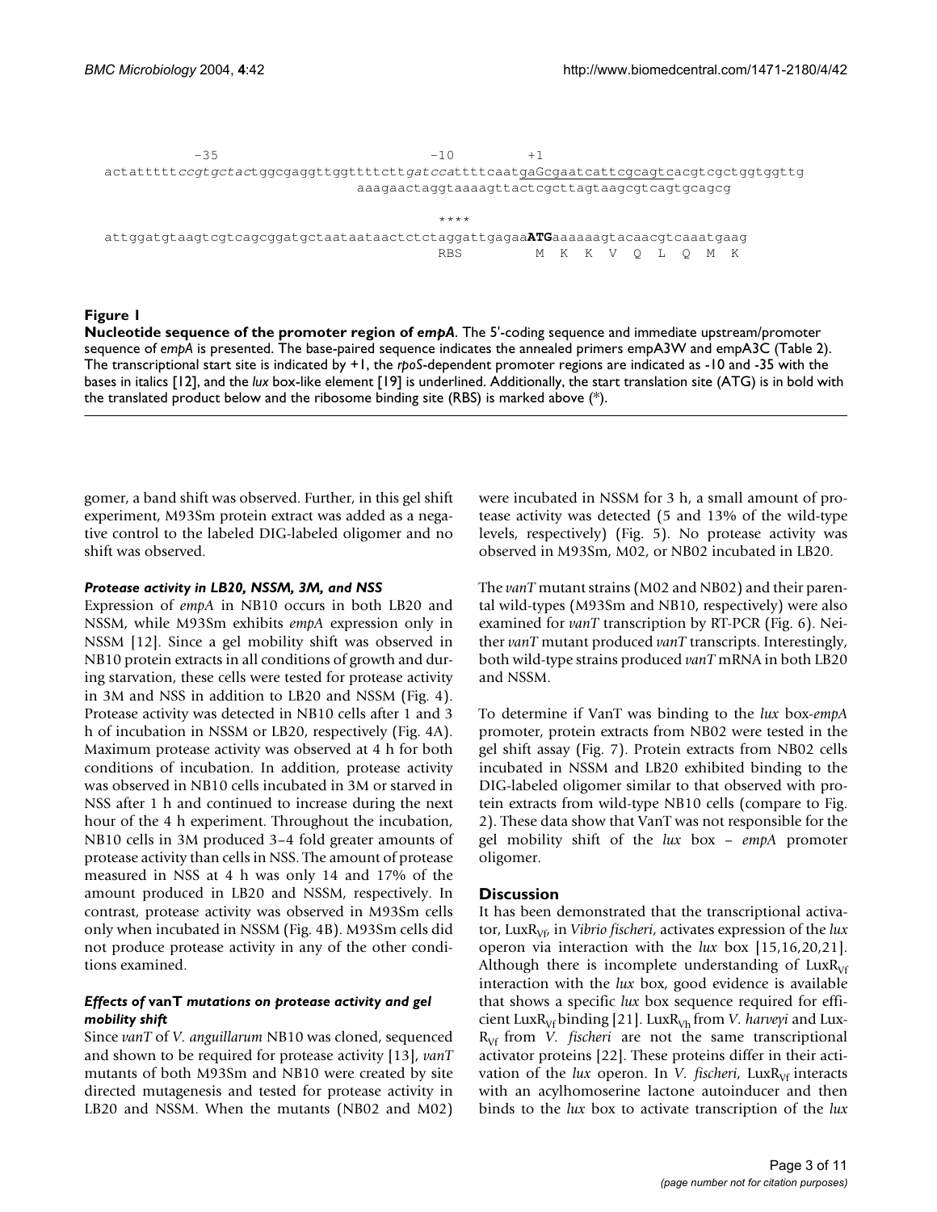```
           -35                                    -10          +1
actatttttccgtgctactggcgaggttggttttcttgatccattttcaatgaGcgaatcattcgcagtcacgtcgctggtggttg
                                    aaagaactaggtaaaagttactcgcttagtaagcgtcagtgcagcg

                                                   ****
attggatgtaagtcgtcagcggatgctaataataactctctaggattgagaaATGaaaaaagtacaacgtcaaatgaag
                                                   RBS        M  K  K  V  Q  L  Q  M  K
```

**Figure 1**

**Nucleotide sequence of the promoter region of *empA*.** The 5'-coding sequence and immediate upstream/promoter sequence of *empA* is presented. The base-paired sequence indicates the annealed primers empA3W and empA3C (Table 2). The transcriptional start site is indicated by +1, the *rpoS*-dependent promoter regions are indicated as -10 and -35 with the bases in italics [12], and the *lux* box-like element [19] is underlined. Additionally, the start translation site (ATG) is in bold with the translated product below and the ribosome binding site (RBS) is marked above (*).

gomer, a band shift was observed. Further, in this gel shift experiment, M93Sm protein extract was added as a negative control to the labeled DIG-labeled oligomer and no shift was observed.

#### *Protease activity in LB20, NSSM, 3M, and NSS*

Expression of *empA* in NB10 occurs in both LB20 and NSSM, while M93Sm exhibits *empA* expression only in NSSM [12]. Since a gel mobility shift was observed in NB10 protein extracts in all conditions of growth and during starvation, these cells were tested for protease activity in 3M and NSS in addition to LB20 and NSSM (Fig. 4). Protease activity was detected in NB10 cells after 1 and 3 h of incubation in NSSM or LB20, respectively (Fig. 4A). Maximum protease activity was observed at 4 h for both conditions of incubation. In addition, protease activity was observed in NB10 cells incubated in 3M or starved in NSS after 1 h and continued to increase during the next hour of the 4 h experiment. Throughout the incubation, NB10 cells in 3M produced 3–4 fold greater amounts of protease activity than cells in NSS. The amount of protease measured in NSS at 4 h was only 14 and 17% of the amount produced in LB20 and NSSM, respectively. In contrast, protease activity was observed in M93Sm cells only when incubated in NSSM (Fig. 4B). M93Sm cells did not produce protease activity in any of the other conditions examined.

#### *Effects of* **vanT** *mutations on protease activity and gel mobility shift*

Since *vanT* of *V. anguillarum* NB10 was cloned, sequenced and shown to be required for protease activity [13], *vanT* mutants of both M93Sm and NB10 were created by site directed mutagenesis and tested for protease activity in LB20 and NSSM. When the mutants (NB02 and M02) were incubated in NSSM for 3 h, a small amount of protease activity was detected (5 and 13% of the wild-type levels, respectively) (Fig. 5). No protease activity was observed in M93Sm, M02, or NB02 incubated in LB20.

The *vanT* mutant strains (M02 and NB02) and their parental wild-types (M93Sm and NB10, respectively) were also examined for *vanT* transcription by RT-PCR (Fig. 6). Neither *vanT* mutant produced *vanT* transcripts. Interestingly, both wild-type strains produced *vanT* mRNA in both LB20 and NSSM.

To determine if VanT was binding to the *lux* box-*empA* promoter, protein extracts from NB02 were tested in the gel shift assay (Fig. 7). Protein extracts from NB02 cells incubated in NSSM and LB20 exhibited binding to the DIG-labeled oligomer similar to that observed with protein extracts from wild-type NB10 cells (compare to Fig. 2). These data show that VanT was not responsible for the gel mobility shift of the *lux* box – *empA* promoter oligomer.

## Discussion

It has been demonstrated that the transcriptional activator, $LuxR_{Vf}$, in *Vibrio fischeri*, activates expression of the *lux* operon via interaction with the *lux* box [15,16,20,21]. Although there is incomplete understanding of $LuxR_{Vf}$ interaction with the *lux* box, good evidence is available that shows a specific *lux* box sequence required for efficient $LuxR_{Vf}$ binding [21]. $LuxR_{Vh}$ from *V. harveyi* and $LuxR_{Vf}$ from *V. fischeri* are not the same transcriptional activator proteins [22]. These proteins differ in their activation of the *lux* operon. In *V. fischeri*, $LuxR_{Vf}$ interacts with an acylhomoserine lactone autoinducer and then binds to the *lux* box to activate transcription of the *lux*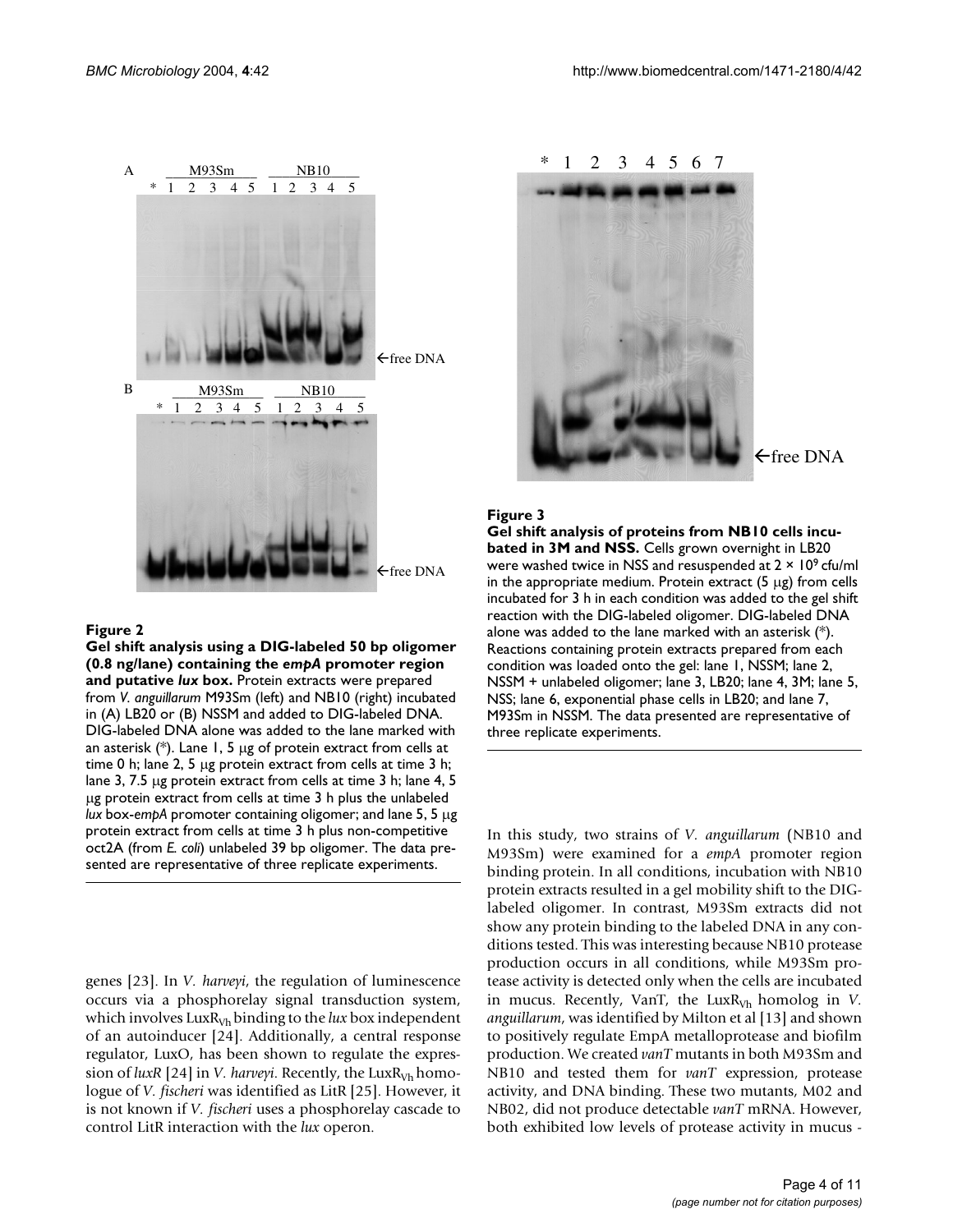**Figure 2**

**Gel shift analysis using a DIG-labeled 50 bp oligomer (0.8 ng/lane) containing the *empA* promoter region and putative *lux* box.** Protein extracts were prepared from *V. anguillarum* M93Sm (left) and NB10 (right) incubated in (A) LB20 or (B) NSSM and added to DIG-labeled DNA. DIG-labeled DNA alone was added to the lane marked with an asterisk (*). Lane 1, 5 μg of protein extract from cells at time 0 h; lane 2, 5 μg protein extract from cells at time 3 h; lane 3, 7.5 μg protein extract from cells at time 3 h; lane 4, 5 μg protein extract from cells at time 3 h plus the unlabeled *lux* box-*empA* promoter containing oligomer; and lane 5, 5 μg protein extract from cells at time 3 h plus non-competitive oct2A (from *E. coli*) unlabeled 39 bp oligomer. The data presented are representative of three replicate experiments.

**Figure 3**

**Gel shift analysis of proteins from NB10 cells incubated in 3M and NSS.** Cells grown overnight in LB20 were washed twice in NSS and resuspended at $2 \times 10^9$ cfu/ml in the appropriate medium. Protein extract (5 μg) from cells incubated for 3 h in each condition was added to the gel shift reaction with the DIG-labeled oligomer. DIG-labeled DNA alone was added to the lane marked with an asterisk (*). Reactions containing protein extracts prepared from each condition was loaded onto the gel: lane 1, NSSM; lane 2, NSSM + unlabeled oligomer; lane 3, LB20; lane 4, 3M; lane 5, NSS; lane 6, exponential phase cells in LB20; and lane 7, M93Sm in NSSM. The data presented are representative of three replicate experiments.

genes [23]. In *V. harveyi*, the regulation of luminescence occurs via a phosphorelay signal transduction system, which involves $LuxR_{Vh}$ binding to the *lux* box independent of an autoinducer [24]. Additionally, a central response regulator, LuxO, has been shown to regulate the expression of *luxR* [24] in *V. harveyi*. Recently, the $LuxR_{Vh}$ homologue of *V. fischeri* was identified as LitR [25]. However, it is not known if *V. fischeri* uses a phosphorelay cascade to control LitR interaction with the *lux* operon.

In this study, two strains of *V. anguillarum* (NB10 and M93Sm) were examined for a *empA* promoter region binding protein. In all conditions, incubation with NB10 protein extracts resulted in a gel mobility shift to the DIG-labeled oligomer. In contrast, M93Sm extracts did not show any protein binding to the labeled DNA in any conditions tested. This was interesting because NB10 protease production occurs in all conditions, while M93Sm protease activity is detected only when the cells are incubated in mucus. Recently, VanT, the $LuxR_{Vh}$ homolog in *V. anguillarum*, was identified by Milton et al [13] and shown to positively regulate EmpA metalloprotease and biofilm production. We created *vanT* mutants in both M93Sm and NB10 and tested them for *vanT* expression, protease activity, and DNA binding. These two mutants, M02 and NB02, did not produce detectable *vanT* mRNA. However, both exhibited low levels of protease activity in mucus -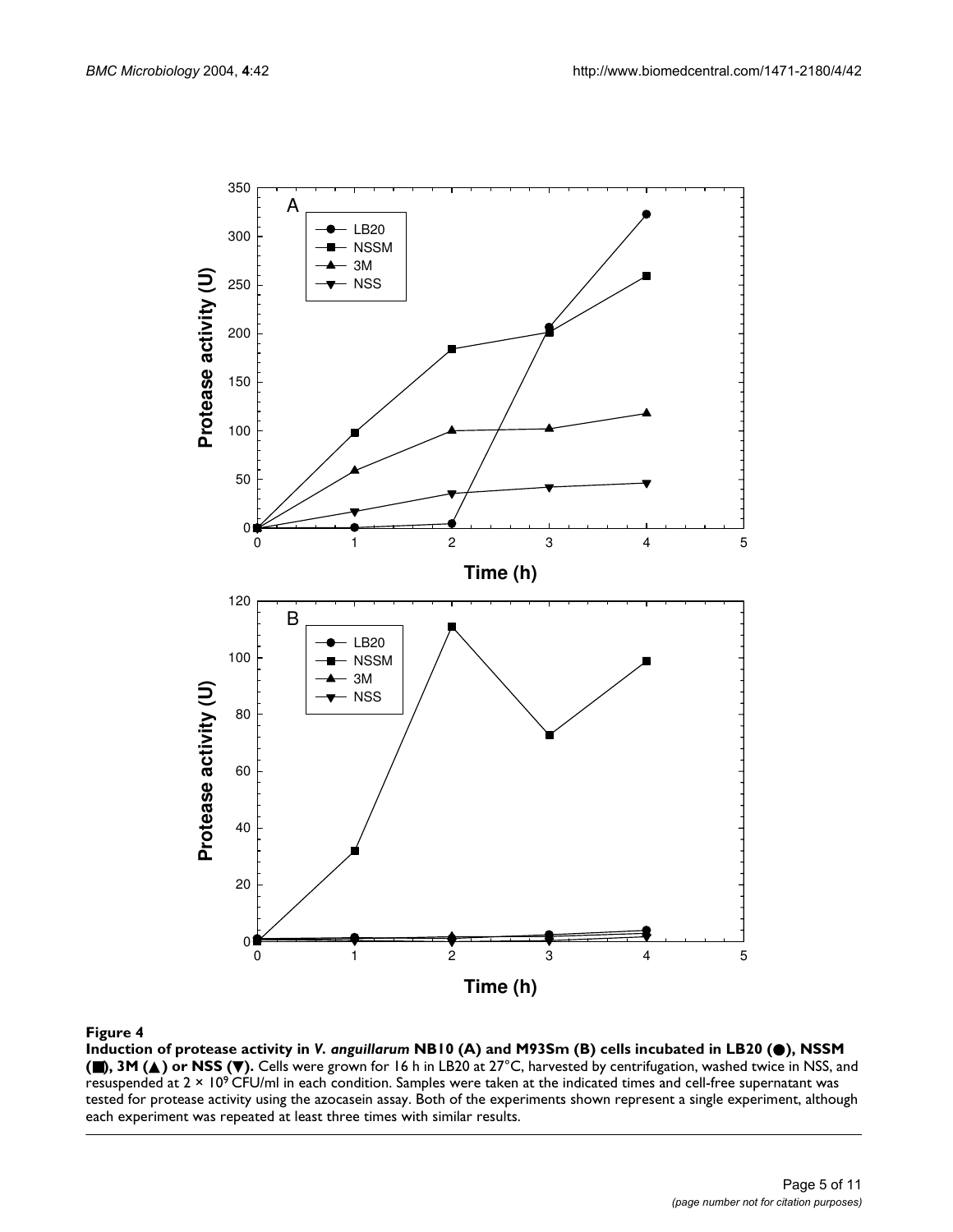**Figure 4**

**Induction of protease activity in *V. anguillarum* NB10 (A) and M93Sm (B) cells incubated in LB20 (●), NSSM (■), 3M (▲) or NSS (▼).** Cells were grown for 16 h in LB20 at 27°C, harvested by centrifugation, washed twice in NSS, and resuspended at 2 × $10^9$ CFU/ml in each condition. Samples were taken at the indicated times and cell-free supernatant was tested for protease activity using the azocasein assay. Both of the experiments shown represent a single experiment, although each experiment was repeated at least three times with similar results.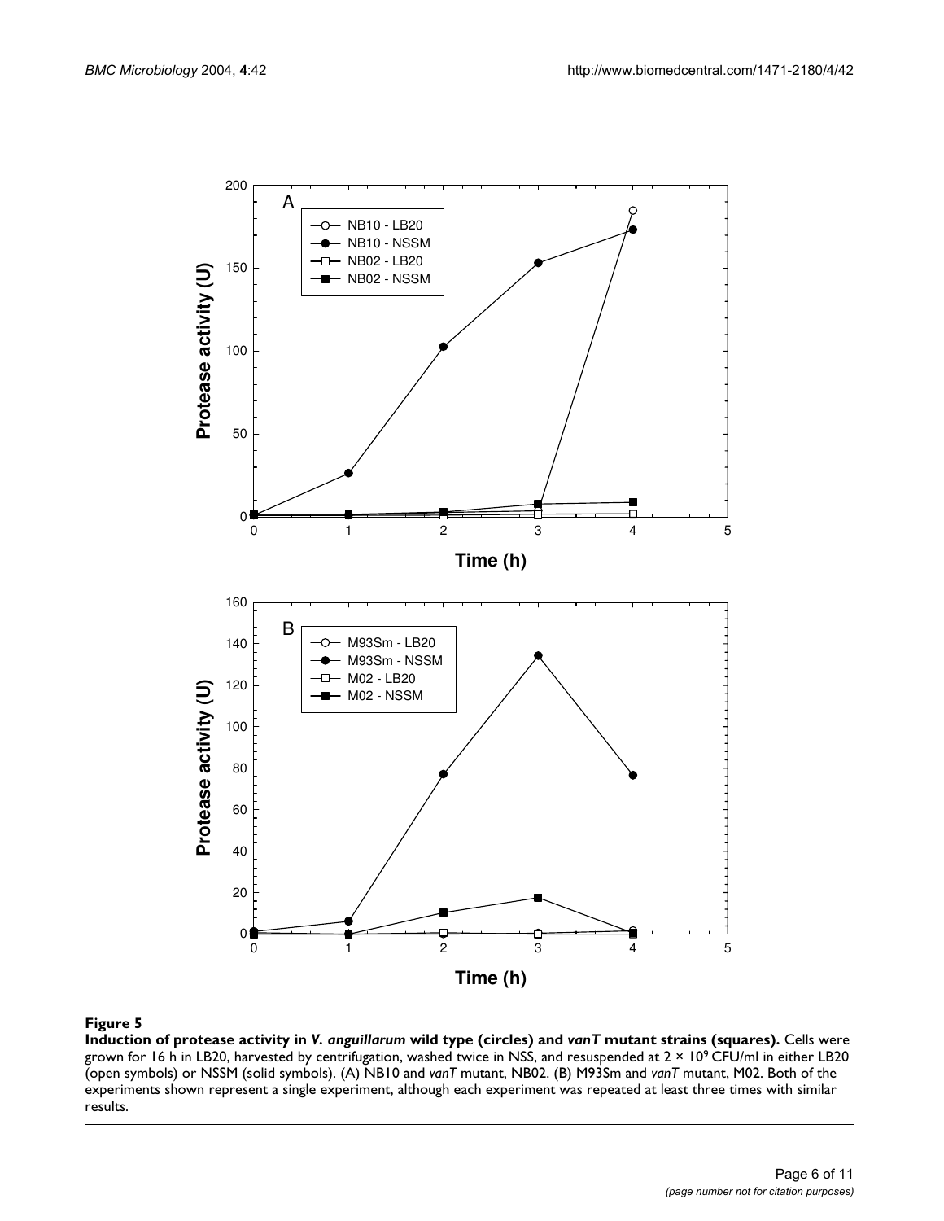**Figure 5**

**Induction of protease activity in *V. anguillarum* wild type (circles) and *vanT* mutant strains (squares).** Cells were grown for 16 h in LB20, harvested by centrifugation, washed twice in NSS, and resuspended at 2 × $10^9$ CFU/ml in either LB20 (open symbols) or NSSM (solid symbols). (A) NB10 and *vanT* mutant, NB02. (B) M93Sm and *vanT* mutant, M02. Both of the experiments shown represent a single experiment, although each experiment was repeated at least three times with similar results.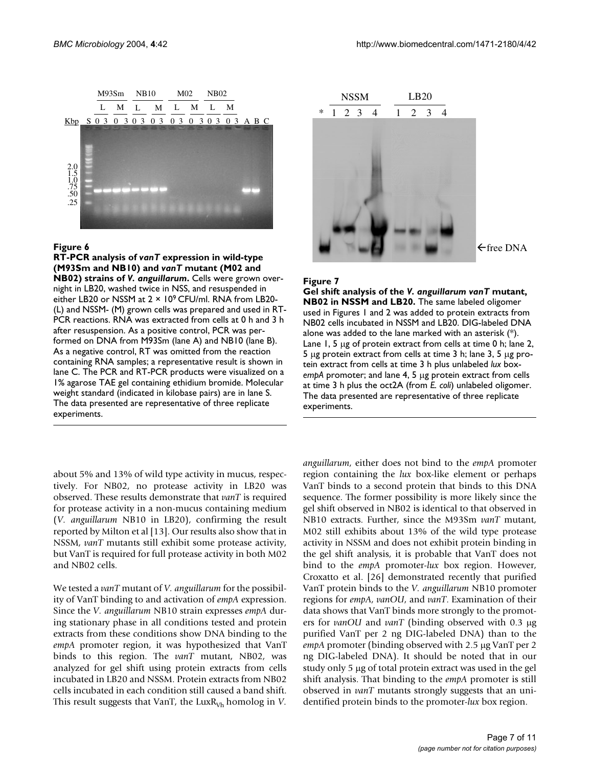**Figure 6**

**RT-PCR analysis of *vanT* expression in wild-type (M93Sm and NB10) and *vanT* mutant (M02 and NB02) strains of *V. anguillarum*.** Cells were grown overnight in LB20, washed twice in NSS, and resuspended in either LB20 or NSSM at 2 × $10^9$ CFU/ml. RNA from LB20- (L) and NSSM- (M) grown cells was prepared and used in RT-PCR reactions. RNA was extracted from cells at 0 h and 3 h after resuspension. As a positive control, PCR was performed on DNA from M93Sm (lane A) and NB10 (lane B). As a negative control, RT was omitted from the reaction containing RNA samples; a representative result is shown in lane C. The PCR and RT-PCR products were visualized on a 1% agarose TAE gel containing ethidium bromide. Molecular weight standard (indicated in kilobase pairs) are in lane S. The data presented are representative of three replicate experiments.

**Figure 7**

**Gel shift analysis of the *V. anguillarum vanT* mutant, NB02 in NSSM and LB20.** The same labeled oligomer used in Figures 1 and 2 was added to protein extracts from NB02 cells incubated in NSSM and LB20. DIG-labeled DNA alone was added to the lane marked with an asterisk (*). Lane 1, 5 μg of protein extract from cells at time 0 h; lane 2, 5 μg protein extract from cells at time 3 h; lane 3, 5 μg protein extract from cells at time 3 h plus unlabeled *lux* box-*empA* promoter; and lane 4, 5 μg protein extract from cells at time 3 h plus the oct2A (from *E. coli*) unlabeled oligomer. The data presented are representative of three replicate experiments.

about 5% and 13% of wild type activity in mucus, respectively. For NB02, no protease activity in LB20 was observed. These results demonstrate that *vanT* is required for protease activity in a non-mucus containing medium (*V. anguillarum* NB10 in LB20), confirming the result reported by Milton et al [13]. Our results also show that in NSSM, *vanT* mutants still exhibit some protease activity, but VanT is required for full protease activity in both M02 and NB02 cells.

We tested a *vanT* mutant of *V. anguillarum* for the possibility of VanT binding to and activation of *empA* expression. Since the *V. anguillarum* NB10 strain expresses *empA* during stationary phase in all conditions tested and protein extracts from these conditions show DNA binding to the *empA* promoter region, it was hypothesized that VanT binds to this region. The *vanT* mutant, NB02, was analyzed for gel shift using protein extracts from cells incubated in LB20 and NSSM. Protein extracts from NB02 cells incubated in each condition still caused a band shift. This result suggests that VanT, the $\mathrm{LuxR_{Vh}}$ homolog in *V. anguillarum*, either does not bind to the *empA* promoter region containing the *lux* box-like element or perhaps VanT binds to a second protein that binds to this DNA sequence. The former possibility is more likely since the gel shift observed in NB02 is identical to that observed in NB10 extracts. Further, since the M93Sm *vanT* mutant, M02 still exhibits about 13% of the wild type protease activity in NSSM and does not exhibit protein binding in the gel shift analysis, it is probable that VanT does not bind to the *empA* promoter-*lux* box region. However, Croxatto et al. [26] demonstrated recently that purified VanT protein binds to the *V. anguillarum* NB10 promoter regions for *empA*, *vanOU*, and *vanT*. Examination of their data shows that VanT binds more strongly to the promoters for *vanOU* and *vanT* (binding observed with 0.3 μg purified VanT per 2 ng DIG-labeled DNA) than to the *empA* promoter (binding observed with 2.5 μg VanT per 2 ng DIG-labeled DNA). It should be noted that in our study only 5 μg of total protein extract was used in the gel shift analysis. That binding to the *empA* promoter is still observed in *vanT* mutants strongly suggests that an unidentified protein binds to the promoter-*lux* box region.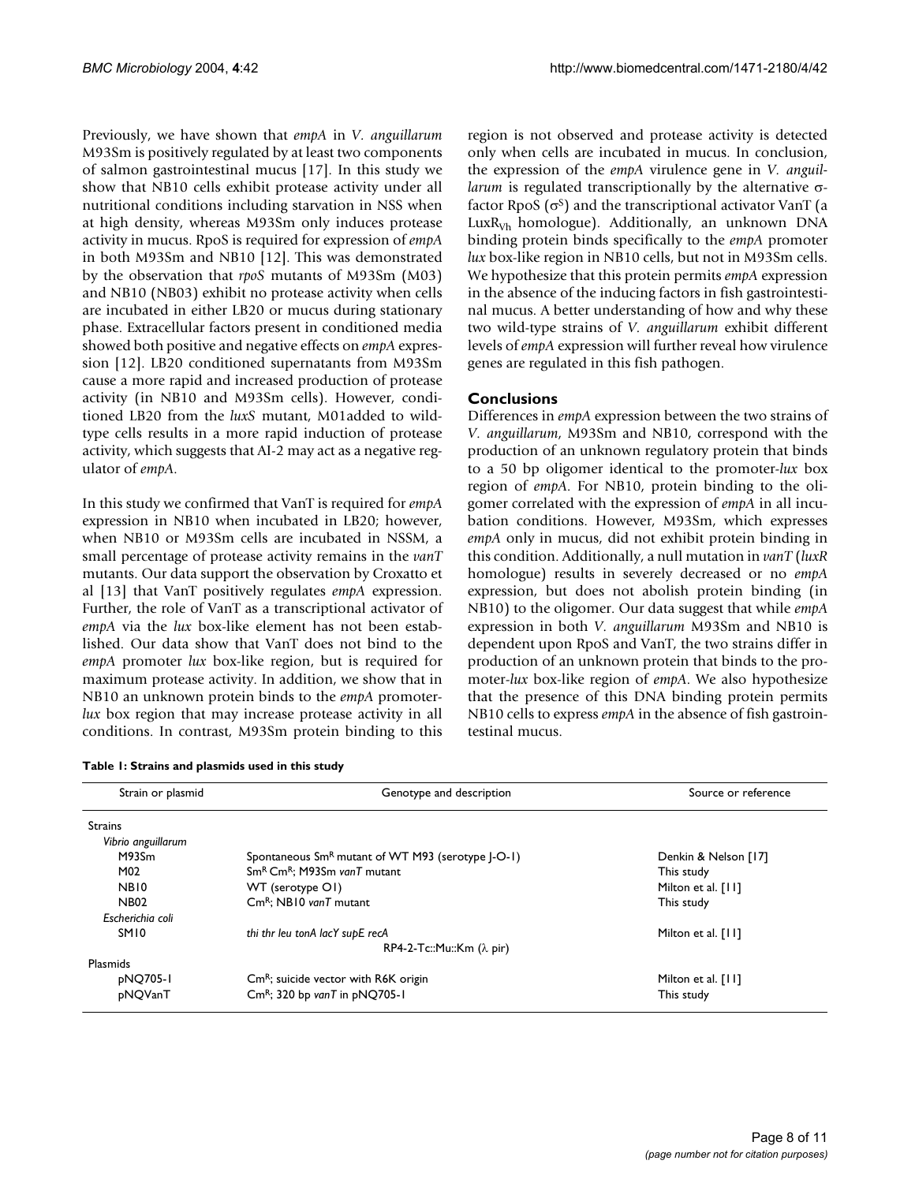Previously, we have shown that *empA* in *V. anguillarum* M93Sm is positively regulated by at least two components of salmon gastrointestinal mucus [17]. In this study we show that NB10 cells exhibit protease activity under all nutritional conditions including starvation in NSS when at high density, whereas M93Sm only induces protease activity in mucus. RpoS is required for expression of *empA* in both M93Sm and NB10 [12]. This was demonstrated by the observation that *rpoS* mutants of M93Sm (M03) and NB10 (NB03) exhibit no protease activity when cells are incubated in either LB20 or mucus during stationary phase. Extracellular factors present in conditioned media showed both positive and negative effects on *empA* expression [12]. LB20 conditioned supernatants from M93Sm cause a more rapid and increased production of protease activity (in NB10 and M93Sm cells). However, conditioned LB20 from the *luxS* mutant, M01added to wild-type cells results in a more rapid induction of protease activity, which suggests that AI-2 may act as a negative regulator of *empA*.

In this study we confirmed that VanT is required for *empA* expression in NB10 when incubated in LB20; however, when NB10 or M93Sm cells are incubated in NSSM, a small percentage of protease activity remains in the *vanT* mutants. Our data support the observation by Croxatto et al [13] that VanT positively regulates *empA* expression. Further, the role of VanT as a transcriptional activator of *empA* via the *lux* box-like element has not been established. Our data show that VanT does not bind to the *empA* promoter *lux* box-like region, but is required for maximum protease activity. In addition, we show that in NB10 an unknown protein binds to the *empA* promoter-*lux* box region that may increase protease activity in all conditions. In contrast, M93Sm protein binding to this region is not observed and protease activity is detected only when cells are incubated in mucus. In conclusion, the expression of the *empA* virulence gene in *V. anguillarum* is regulated transcriptionally by the alternative σ-factor RpoS ($\sigma^S$) and the transcriptional activator VanT (a $LuxR_{Vh}$ homologue). Additionally, an unknown DNA binding protein binds specifically to the *empA* promoter *lux* box-like region in NB10 cells, but not in M93Sm cells. We hypothesize that this protein permits *empA* expression in the absence of the inducing factors in fish gastrointestinal mucus. A better understanding of how and why these two wild-type strains of *V. anguillarum* exhibit different levels of *empA* expression will further reveal how virulence genes are regulated in this fish pathogen.

## Conclusions

Differences in *empA* expression between the two strains of *V. anguillarum*, M93Sm and NB10, correspond with the production of an unknown regulatory protein that binds to a 50 bp oligomer identical to the promoter-*lux* box region of *empA*. For NB10, protein binding to the oligomer correlated with the expression of *empA* in all incubation conditions. However, M93Sm, which expresses *empA* only in mucus, did not exhibit protein binding in this condition. Additionally, a null mutation in *vanT* (*luxR* homologue) results in severely decreased or no *empA* expression, but does not abolish protein binding (in NB10) to the oligomer. Our data suggest that while *empA* expression in both *V. anguillarum* M93Sm and NB10 is dependent upon RpoS and VanT, the two strains differ in production of an unknown protein that binds to the promoter-*lux* box-like region of *empA*. We also hypothesize that the presence of this DNA binding protein permits NB10 cells to express *empA* in the absence of fish gastrointestinal mucus.

**Table 1: Strains and plasmids used in this study**

| Strain or plasmid | Genotype and description | Source or reference |
|---|---|---|
| Strains | | |
| *Vibrio anguillarum* | | |
| M93Sm | Spontaneous $Sm^R$ mutant of WT M93 (serotype J-O-1) | Denkin & Nelson [17] |
| M02 | $Sm^R$ $Cm^R$; M93Sm *vanT* mutant | This study |
| NB10 | WT (serotype O1) | Milton et al. [11] |
| NB02 | $Cm^R$; NB10 *vanT* mutant | This study |
| *Escherichia coli* | | |
| SM10 | *thi thr leu tonA lacY supE recA* RP4-2-Tc::Mu::Km (λ pir) | Milton et al. [11] |
| Plasmids | | |
| pNQ705-1 | $Cm^R$; suicide vector with R6K origin | Milton et al. [11] |
| pNQVanT | $Cm^R$; 320 bp *vanT* in pNQ705-1 | This study |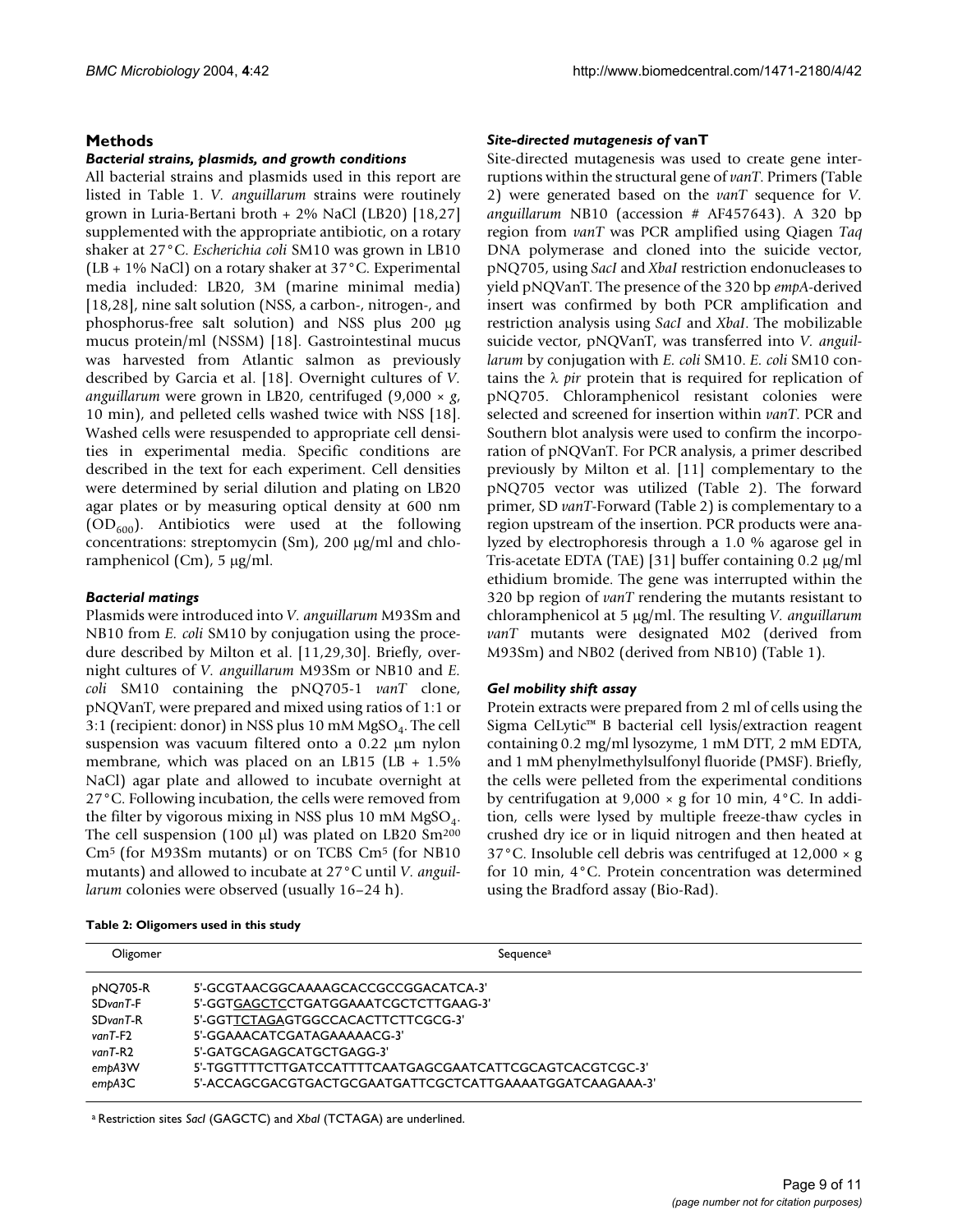## Methods

### *Bacterial strains, plasmids, and growth conditions*

All bacterial strains and plasmids used in this report are listed in Table 1. *V. anguillarum* strains were routinely grown in Luria-Bertani broth + 2% NaCl (LB20) [18,27] supplemented with the appropriate antibiotic, on a rotary shaker at 27°C. *Escherichia coli* SM10 was grown in LB10 (LB + 1% NaCl) on a rotary shaker at 37°C. Experimental media included: LB20, 3M (marine minimal media) [18,28], nine salt solution (NSS, a carbon-, nitrogen-, and phosphorus-free salt solution) and NSS plus 200 μg mucus protein/ml (NSSM) [18]. Gastrointestinal mucus was harvested from Atlantic salmon as previously described by Garcia et al. [18]. Overnight cultures of *V. anguillarum* were grown in LB20, centrifuged (9,000 × *g*, 10 min), and pelleted cells washed twice with NSS [18]. Washed cells were resuspended to appropriate cell densities in experimental media. Specific conditions are described in the text for each experiment. Cell densities were determined by serial dilution and plating on LB20 agar plates or by measuring optical density at 600 nm ($OD_{600}$). Antibiotics were used at the following concentrations: streptomycin (Sm), 200 μg/ml and chloramphenicol (Cm), 5 μg/ml.

### *Bacterial matings*

Plasmids were introduced into *V. anguillarum* M93Sm and NB10 from *E. coli* SM10 by conjugation using the procedure described by Milton et al. [11,29,30]. Briefly, overnight cultures of *V. anguillarum* M93Sm or NB10 and *E. coli* SM10 containing the pNQ705-1 *vanT* clone, pNQVanT, were prepared and mixed using ratios of 1:1 or 3:1 (recipient: donor) in NSS plus 10 mM $MgSO_4$. The cell suspension was vacuum filtered onto a 0.22 μm nylon membrane, which was placed on an LB15 (LB + 1.5% NaCl) agar plate and allowed to incubate overnight at 27°C. Following incubation, the cells were removed from the filter by vigorous mixing in NSS plus 10 mM $MgSO_4$. The cell suspension (100 μl) was plated on LB20 $Sm^{200}$ $Cm^5$ (for M93Sm mutants) or on TCBS $Cm^5$ (for NB10 mutants) and allowed to incubate at 27°C until *V. anguillarum* colonies were observed (usually 16–24 h).

### *Site-directed mutagenesis of* vanT

Site-directed mutagenesis was used to create gene interruptions within the structural gene of *vanT*. Primers (Table 2) were generated based on the *vanT* sequence for *V. anguillarum* NB10 (accession # AF457643). A 320 bp region from *vanT* was PCR amplified using Qiagen *Taq* DNA polymerase and cloned into the suicide vector, pNQ705, using *SacI* and *XbaI* restriction endonucleases to yield pNQVanT. The presence of the 320 bp *empA*-derived insert was confirmed by both PCR amplification and restriction analysis using *SacI* and *XbaI*. The mobilizable suicide vector, pNQVanT, was transferred into *V. anguillarum* by conjugation with *E. coli* SM10. *E. coli* SM10 contains the λ *pir* protein that is required for replication of pNQ705. Chloramphenicol resistant colonies were selected and screened for insertion within *vanT*. PCR and Southern blot analysis were used to confirm the incorporation of pNQVanT. For PCR analysis, a primer described previously by Milton et al. [11] complementary to the pNQ705 vector was utilized (Table 2). The forward primer, SD *vanT*-Forward (Table 2) is complementary to a region upstream of the insertion. PCR products were analyzed by electrophoresis through a 1.0 % agarose gel in Tris-acetate EDTA (TAE) [31] buffer containing 0.2 μg/ml ethidium bromide. The gene was interrupted within the 320 bp region of *vanT* rendering the mutants resistant to chloramphenicol at 5 μg/ml. The resulting *V. anguillarum vanT* mutants were designated M02 (derived from M93Sm) and NB02 (derived from NB10) (Table 1).

### *Gel mobility shift assay*

Protein extracts were prepared from 2 ml of cells using the Sigma CelLytic™ B bacterial cell lysis/extraction reagent containing 0.2 mg/ml lysozyme, 1 mM DTT, 2 mM EDTA, and 1 mM phenylmethylsulfonyl fluoride (PMSF). Briefly, the cells were pelleted from the experimental conditions by centrifugation at 9,000 × g for 10 min, 4°C. In addition, cells were lysed by multiple freeze-thaw cycles in crushed dry ice or in liquid nitrogen and then heated at 37°C. Insoluble cell debris was centrifuged at 12,000 × g for 10 min, 4°C. Protein concentration was determined using the Bradford assay (Bio-Rad).

**Table 2: Oligomers used in this study**

| Oligomer | Sequence[a] |
|---|---|
| pNQ705-R | 5'-GCGTAACGGCAAAAGCACCGCCGGACATCA-3' |
| SD*vanT*-F | 5'-GGTGAGCTCCTGATGGAAATCGCTCTTGAAG-3' |
| SD*vanT*-R | 5'-GGTTCTAGAGTGGCCACACTTCTTCGCG-3' |
| *vanT*-F2 | 5'-GGAAACATCGATAGAAAAACG-3' |
| *vanT*-R2 | 5'-GATGCAGAGCATGCTGAGG-3' |
| *empA*3W | 5'-TGGTTTTCTTGATCCATTTTCAATGAGCGAATCATTCGCAGTCACGTCGC-3' |
| *empA*3C | 5'-ACCAGCGACGTGACTGCGAATGATTCGCTCATTGAAAATGGATCAAGAAA-3' |

[a] Restriction sites *SacI* (GAGCTC) and *XbaI* (TCTAGA) are underlined.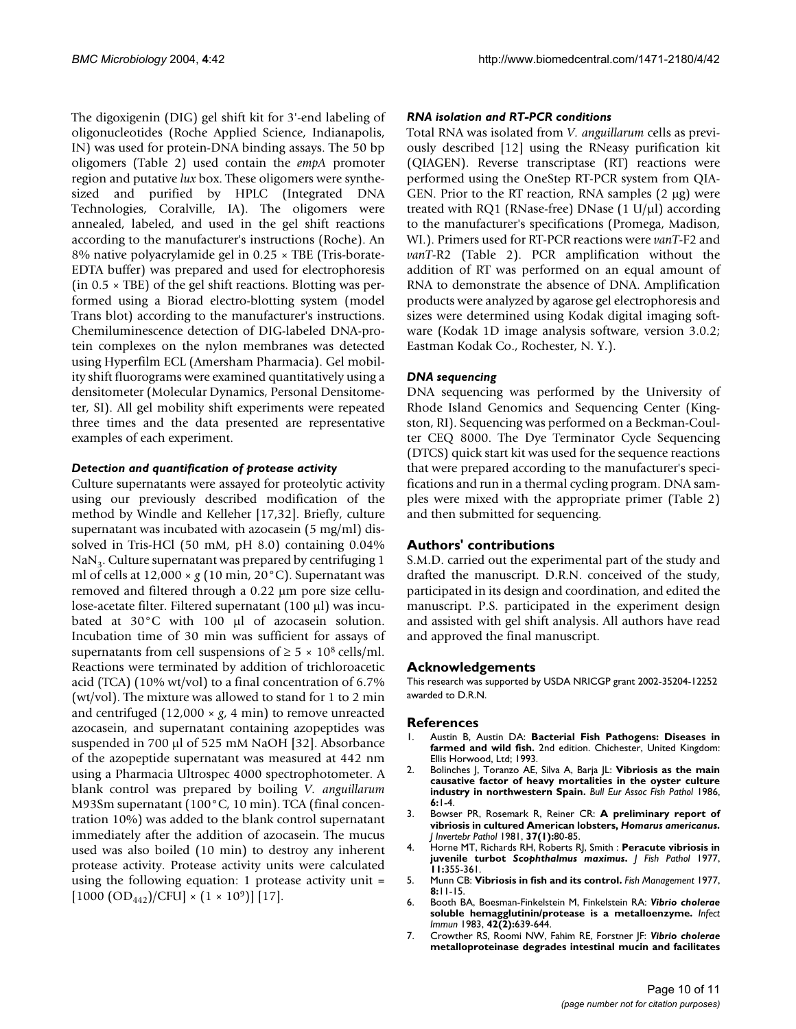The digoxigenin (DIG) gel shift kit for 3'-end labeling of oligonucleotides (Roche Applied Science, Indianapolis, IN) was used for protein-DNA binding assays. The 50 bp oligomers (Table 2) used contain the *empA* promoter region and putative *lux* box. These oligomers were synthesized and purified by HPLC (Integrated DNA Technologies, Coralville, IA). The oligomers were annealed, labeled, and used in the gel shift reactions according to the manufacturer's instructions (Roche). An 8% native polyacrylamide gel in 0.25 × TBE (Tris-borate-EDTA buffer) was prepared and used for electrophoresis (in 0.5 × TBE) of the gel shift reactions. Blotting was performed using a Biorad electro-blotting system (model Trans blot) according to the manufacturer's instructions. Chemiluminescence detection of DIG-labeled DNA-protein complexes on the nylon membranes was detected using Hyperfilm ECL (Amersham Pharmacia). Gel mobility shift fluorograms were examined quantitatively using a densitometer (Molecular Dynamics, Personal Densitometer, SI). All gel mobility shift experiments were repeated three times and the data presented are representative examples of each experiment.

### *Detection and quantification of protease activity*

Culture supernatants were assayed for proteolytic activity using our previously described modification of the method by Windle and Kelleher [17,32]. Briefly, culture supernatant was incubated with azocasein (5 mg/ml) dissolved in Tris-HCl (50 mM, pH 8.0) containing 0.04% $NaN_3$. Culture supernatant was prepared by centrifuging 1 ml of cells at 12,000 × *g* (10 min, 20°C). Supernatant was removed and filtered through a 0.22 μm pore size cellulose-acetate filter. Filtered supernatant (100 μl) was incubated at 30°C with 100 μl of azocasein solution. Incubation time of 30 min was sufficient for assays of supernatants from cell suspensions of ≥ 5 × $10^8$ cells/ml. Reactions were terminated by addition of trichloroacetic acid (TCA) (10% wt/vol) to a final concentration of 6.7% (wt/vol). The mixture was allowed to stand for 1 to 2 min and centrifuged (12,000 × *g*, 4 min) to remove unreacted azocasein, and supernatant containing azopeptides was suspended in 700 μl of 525 mM NaOH [32]. Absorbance of the azopeptide supernatant was measured at 442 nm using a Pharmacia Ultrospec 4000 spectrophotometer. A blank control was prepared by boiling *V. anguillarum* M93Sm supernatant (100°C, 10 min). TCA (final concentration 10%) was added to the blank control supernatant immediately after the addition of azocasein. The mucus used was also boiled (10 min) to destroy any inherent protease activity. Protease activity units were calculated using the following equation: 1 protease activity unit = $[1000 (OD_{442})/CFU] \times (1 \times 10^9)]$ [17].

### *RNA isolation and RT-PCR conditions*

Total RNA was isolated from *V. anguillarum* cells as previously described [12] using the RNeasy purification kit (QIAGEN). Reverse transcriptase (RT) reactions were performed using the OneStep RT-PCR system from QIAGEN. Prior to the RT reaction, RNA samples (2 μg) were treated with RQ1 (RNase-free) DNase (1 U/μl) according to the manufacturer's specifications (Promega, Madison, WI.). Primers used for RT-PCR reactions were *vanT*-F2 and *vanT*-R2 (Table 2). PCR amplification without the addition of RT was performed on an equal amount of RNA to demonstrate the absence of DNA. Amplification products were analyzed by agarose gel electrophoresis and sizes were determined using Kodak digital imaging software (Kodak 1D image analysis software, version 3.0.2; Eastman Kodak Co., Rochester, N. Y.).

### *DNA sequencing*

DNA sequencing was performed by the University of Rhode Island Genomics and Sequencing Center (Kingston, RI). Sequencing was performed on a Beckman-Coulter CEQ 8000. The Dye Terminator Cycle Sequencing (DTCS) quick start kit was used for the sequence reactions that were prepared according to the manufacturer's specifications and run in a thermal cycling program. DNA samples were mixed with the appropriate primer (Table 2) and then submitted for sequencing.

## Authors' contributions

S.M.D. carried out the experimental part of the study and drafted the manuscript. D.R.N. conceived of the study, participated in its design and coordination, and edited the manuscript. P.S. participated in the experiment design and assisted with gel shift analysis. All authors have read and approved the final manuscript.

## Acknowledgements

This research was supported by USDA NRICGP grant 2002-35204-12252 awarded to D.R.N.

## References

1. Austin B, Austin DA: **Bacterial Fish Pathogens: Diseases in farmed and wild fish.** 2nd edition. Chichester, United Kingdom: Ellis Horwood, Ltd; 1993.
2. Bolinches J, Toranzo AE, Silva A, Barja JL: **Vibriosis as the main causative factor of heavy mortalities in the oyster culture industry in northwestern Spain.** *Bull Eur Assoc Fish Pathol* 1986, **6:**1-4.
3. Bowser PR, Rosemark R, Reiner CR: **A preliminary report of vibriosis in cultured American lobsters, *Homarus americanus*.** *J Invertebr Pathol* 1981, **37(1):**80-85.
4. Horne MT, Richards RH, Roberts RJ, Smith : **Peracute vibriosis in juvenile turbot *Scophthalmus maximus*.** *J Fish Pathol* 1977, **11:**355-361.
5. Munn CB: **Vibriosis in fish and its control.** *Fish Management* 1977, **8:**11-15.
6. Booth BA, Boesman-Finkelstein M, Finkelstein RA: ***Vibrio cholerae* soluble hemagglutinin/protease is a metalloenzyme.** *Infect Immun* 1983, **42(2):**639-644.
7. Crowther RS, Roomi NW, Fahim RE, Forstner JF: ***Vibrio cholerae* metalloproteinase degrades intestinal mucin and facilitates**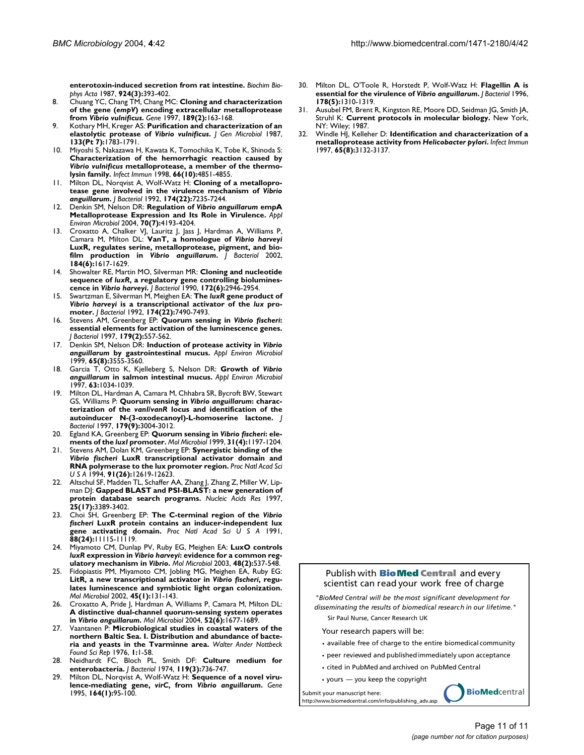enterotoxin-induced secretion from rat intestine. *Biochim Biophys Acta* 1987, **924(3)**:393-402.

8. Chuang YC, Chang TM, Chang MC: **Cloning and characterization of the gene (*empV*) encoding extracellular metalloprotease from *Vibrio vulnificus*.** *Gene* 1997, **189(2)**:163-168.
9. Kothary MH, Kreger AS: **Purification and characterization of an elastolytic protease of *Vibrio vulnificus*.** *J Gen Microbiol* 1987, **133(Pt 7)**:1783-1791.
10. Miyoshi S, Nakazawa H, Kawata K, Tomochika K, Tobe K, Shinoda S: **Characterization of the hemorrhagic reaction caused by *Vibrio vulnificus* metalloprotease, a member of the thermolysin family.** *Infect Immun* 1998, **66(10)**:4851-4855.
11. Milton DL, Norqvist A, Wolf-Watz H: **Cloning of a metalloprotease gene involved in the virulence mechanism of *Vibrio anguillarum*.** *J Bacteriol* 1992, **174(22)**:7235-7244.
12. Denkin SM, Nelson DR: **Regulation of *Vibrio anguillarum* empA Metalloprotease Expression and Its Role in Virulence.** *Appl Environ Microbiol* 2004, **70(7)**:4193-4204.
13. Croxatto A, Chalker VJ, Lauritz J, Jass J, Hardman A, Williams P, Camara M, Milton DL: **VanT, a homologue of *Vibrio harveyi* LuxR, regulates serine, metalloprotease, pigment, and biofilm production in *Vibrio anguillarum*.** *J Bacteriol* 2002, **184(6)**:1617-1629.
14. Showalter RE, Martin MO, Silverman MR: **Cloning and nucleotide sequence of *luxR*, a regulatory gene controlling bioluminescence in *Vibrio harveyi*.** *J Bacteriol* 1990, **172(6)**:2946-2954.
15. Swartzman E, Silverman M, Meighen EA: **The *luxR* gene product of *Vibrio harveyi* is a transcriptional activator of the *lux* promoter.** *J Bacteriol* 1992, **174(22)**:7490-7493.
16. Stevens AM, Greenberg EP: **Quorum sensing in *Vibrio fischeri*: essential elements for activation of the luminescence genes.** *J Bacteriol* 1997, **179(2)**:557-562.
17. Denkin SM, Nelson DR: **Induction of protease activity in *Vibrio anguillarum* by gastrointestinal mucus.** *Appl Environ Microbiol* 1999, **65(8)**:3555-3560.
18. Garcia T, Otto K, Kjelleberg S, Nelson DR: **Growth of *Vibrio anguillarum* in salmon intestinal mucus.** *Appl Environ Microbiol* 1997, **63**:1034-1039.
19. Milton DL, Hardman A, Camara M, Chhabra SR, Bycroft BW, Stewart GS, Williams P: **Quorum sensing in *Vibrio anguillarum*: characterization of the *vanI/vanR* locus and identification of the autoinducer N-(3-oxodecanoyl)-L-homoserine lactone.** *J Bacteriol* 1997, **179(9)**:3004-3012.
20. Egland KA, Greenberg EP: **Quorum sensing in *Vibrio fischeri*: elements of the *luxI* promoter.** *Mol Microbiol* 1999, **31(4)**:1197-1204.
21. Stevens AM, Dolan KM, Greenberg EP: **Synergistic binding of the *Vibrio fischeri* LuxR transcriptional activator domain and RNA polymerase to the lux promoter region.** *Proc Natl Acad Sci U S A* 1994, **91(26)**:12619-12623.
22. Altschul SF, Madden TL, Schaffer AA, Zhang J, Zhang Z, Miller W, Lipman DJ: **Gapped BLAST and PSI-BLAST: a new generation of protein database search programs.** *Nucleic Acids Res* 1997, **25(17)**:3389-3402.
23. Choi SH, Greenberg EP: **The C-terminal region of the *Vibrio fischeri* LuxR protein contains an inducer-independent lux gene activating domain.** *Proc Natl Acad Sci U S A* 1991, **88(24)**:11115-11119.
24. Miyamoto CM, Dunlap PV, Ruby EG, Meighen EA: **LuxO controls *luxR* expression in *Vibrio harveyi*: evidence for a common regulatory mechanism in *Vibrio*.** *Mol Microbiol* 2003, **48(2)**:537-548.
25. Fidopiastis PM, Miyamoto CM, Jobling MG, Meighen EA, Ruby EG: **LitR, a new transcriptional activator in *Vibrio fischeri*, regulates luminescence and symbiotic light organ colonization.** *Mol Microbiol* 2002, **45(1)**:131-143.
26. Croxatto A, Pride J, Hardman A, Williams P, Camara M, Milton DL: **A distinctive dual-channel quorum-sensing system operates in *Vibrio anguillarum*.** *Mol Microbiol* 2004, **52(6)**:1677-1689.
27. Vaantanen P: **Microbiological studies in coastal waters of the northern Baltic Sea. I. Distribution and abundance of bacteria and yeasts in the Tvarminne area.** *Walter Ander Nottbeck Found Sci Rep* 1976, **1**:1-58.
28. Neidhardt FC, Bloch PL, Smith DF: **Culture medium for enterobacteria.** *J Bacteriol* 1974, **119(3)**:736-747.
29. Milton DL, Norqvist A, Wolf-Watz H: **Sequence of a novel virulence-mediating gene, *virC*, from *Vibrio anguillarum*.** *Gene* 1995, **164(1)**:95-100.
30. Milton DL, O'Toole R, Horstedt P, Wolf-Watz H: **Flagellin A is essential for the virulence of *Vibrio anguillarum*.** *J Bacteriol* 1996, **178(5)**:1310-1319.
31. Ausubel FM, Brent R, Kingston RE, Moore DD, Seidman JG, Smith JA, Struhl K: **Current protocols in molecular biology.** New York, NY: Wiley; 1987.
32. Windle HJ, Kelleher D: **Identification and characterization of a metalloprotease activity from *Helicobacter pylori*.** *Infect Immun* 1997, **65(8)**:3132-3137.

Publish with **BioMed Central** and every scientist can read your work free of charge

*"BioMed Central will be the most significant development for disseminating the results of biomedical research in our lifetime."*

Sir Paul Nurse, Cancer Research UK

Your research papers will be:

- available free of charge to the entire biomedical community
- peer reviewed and published immediately upon acceptance
- cited in PubMed and archived on PubMed Central
- yours — you keep the copyright

Submit your manuscript here:
http://www.biomedcentral.com/info/publishing_adv.asp

BioMedcentral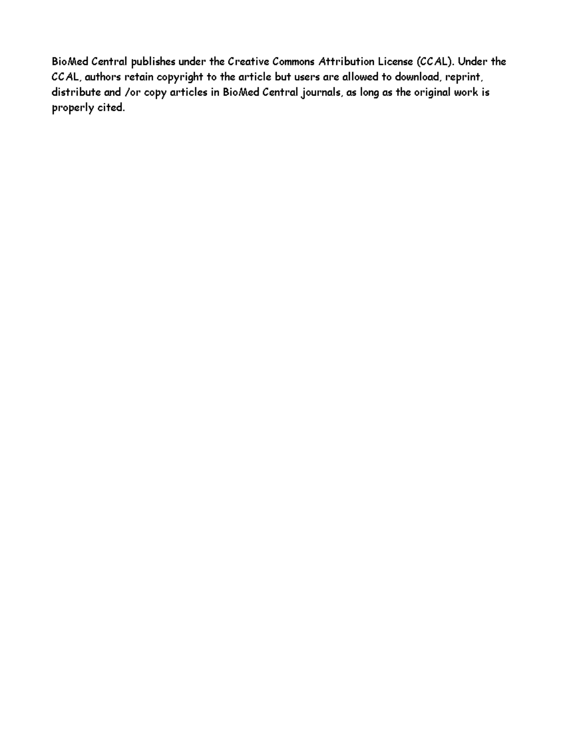BioMed Central publishes under the Creative Commons Attribution License (CCAL). Under the CCAL, authors retain copyright to the article but users are allowed to download, reprint, distribute and /or copy articles in BioMed Central journals, as long as the original work is properly cited.